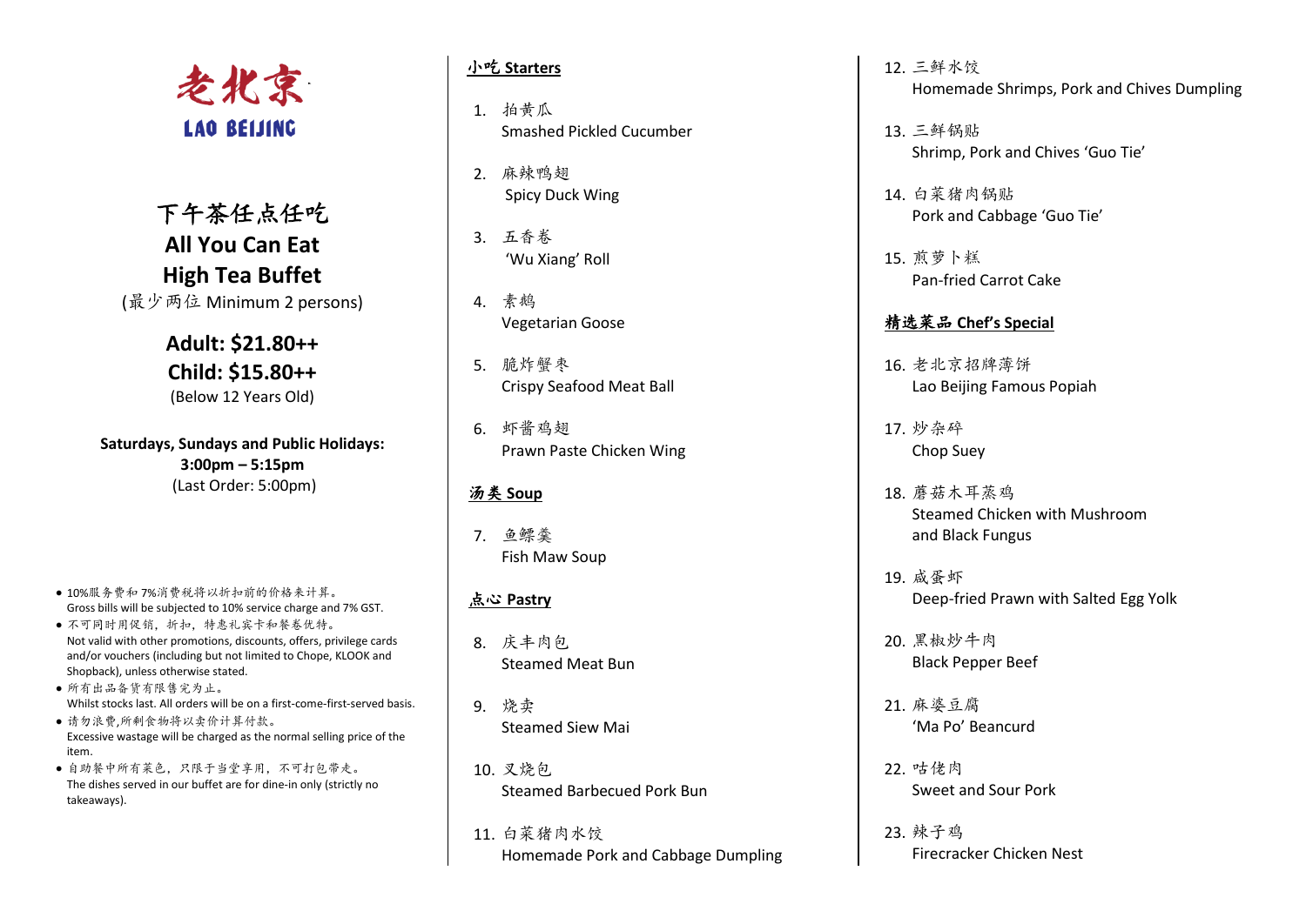# 老北京

## LAO BEIJING

# 下午茶任点任吃

# All You Can Eat High Tea Buffet

(最少两位 Minimum 2 persons)

**Adult: $21.80++**

**Child: $15.80++**

(Below 12 Years Old)

**Saturdays, Sundays and Public Holidays:**
**3:00pm – 5:15pm**
(Last Order: 5:00pm)

- 10%服务费和 7%消费税将以折扣前的价格来计算。
  Gross bills will be subjected to 10% service charge and 7% GST.
- 不可同时用促销，折扣，特惠礼宾卡和餐卷优待。
  Not valid with other promotions, discounts, offers, privilege cards and/or vouchers (including but not limited to Chope, KLOOK and Shopback), unless otherwise stated.
- 所有出品备货有限售完为止。
  Whilst stocks last. All orders will be on a first-come-first-served basis.
- 请勿浪费,所剩食物将以卖价计算付款。
  Excessive wastage will be charged as the normal selling price of the item.
- 自助餐中所有菜色，只限于当堂享用，不可打包带走。
  The dishes served in our buffet are for dine-in only (strictly no takeaways).

## 小吃 Starters

1. 拍黄瓜
   Smashed Pickled Cucumber
2. 麻辣鸭翅
   Spicy Duck Wing
3. 五香卷
   'Wu Xiang' Roll
4. 素鹅
   Vegetarian Goose
5. 脆炸蟹枣
   Crispy Seafood Meat Ball
6. 虾酱鸡翅
   Prawn Paste Chicken Wing

## 汤类 Soup

7. 鱼鳔羹
   Fish Maw Soup

## 点心 Pastry

8. 庆丰肉包
   Steamed Meat Bun
9. 烧卖
   Steamed Siew Mai
10. 叉烧包
    Steamed Barbecued Pork Bun
11. 白菜猪肉水饺
    Homemade Pork and Cabbage Dumpling
12. 三鲜水饺
    Homemade Shrimps, Pork and Chives Dumpling
13. 三鲜锅贴
    Shrimp, Pork and Chives 'Guo Tie'
14. 白菜猪肉锅贴
    Pork and Cabbage 'Guo Tie'
15. 煎萝卜糕
    Pan-fried Carrot Cake

## 精选菜品 Chef's Special

16. 老北京招牌薄饼
    Lao Beijing Famous Popiah
17. 炒杂碎
    Chop Suey
18. 蘑菇木耳蒸鸡
    Steamed Chicken with Mushroom and Black Fungus
19. 咸蛋虾
    Deep-fried Prawn with Salted Egg Yolk
20. 黑椒炒牛肉
    Black Pepper Beef
21. 麻婆豆腐
    'Ma Po' Beancurd
22. 咕佬肉
    Sweet and Sour Pork
23. 辣子鸡
    Firecracker Chicken Nest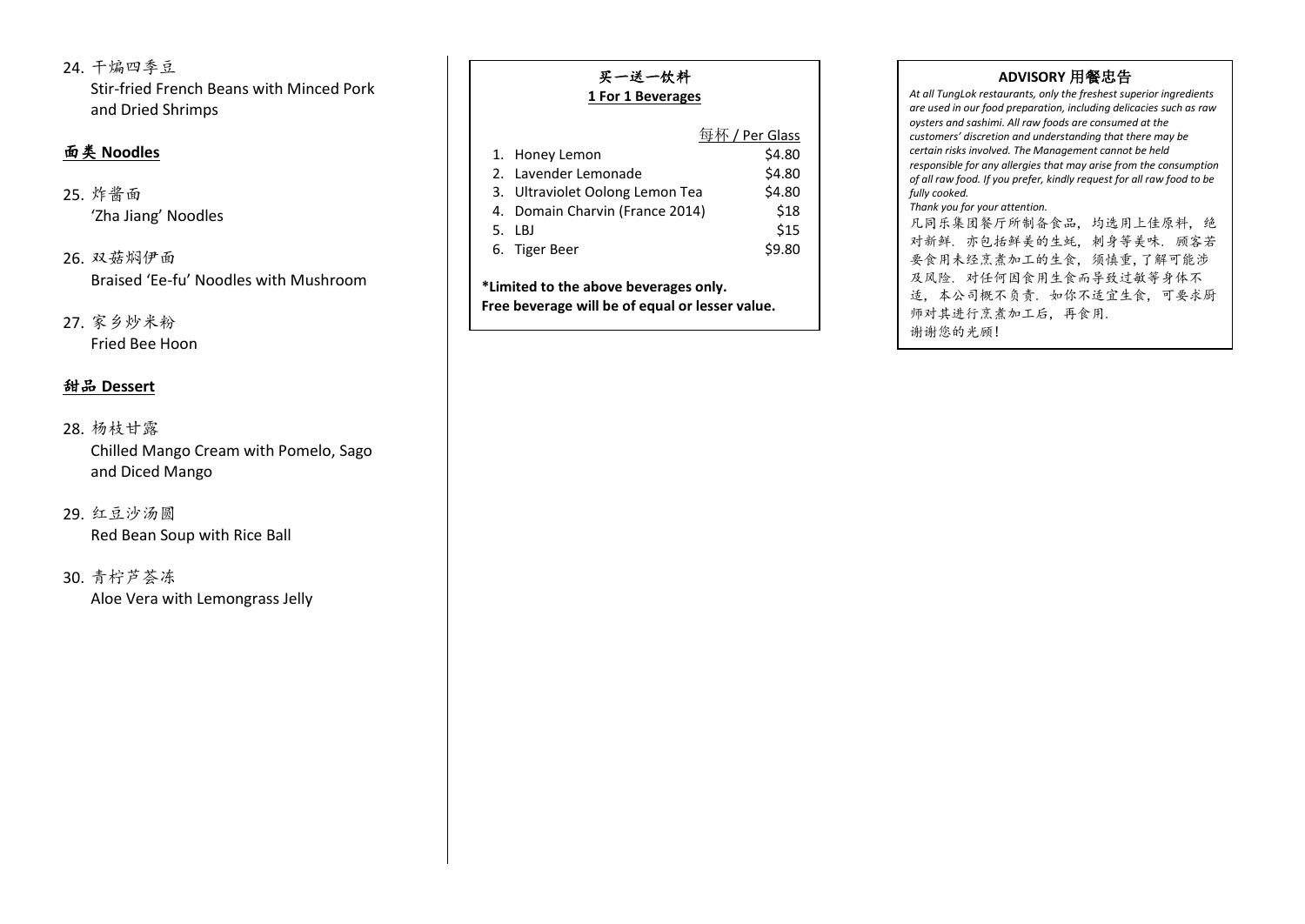24. 干煸四季豆
 Stir-fried French Beans with Minced Pork and Dried Shrimps

## 面类 Noodles

25. 炸酱面
 'Zha Jiang' Noodles

26. 双菇焖伊面
 Braised 'Ee-fu' Noodles with Mushroom

27. 家乡炒米粉
 Fried Bee Hoon

## 甜品 Dessert

28. 杨枝甘露
 Chilled Mango Cream with Pomelo, Sago and Diced Mango

29. 红豆沙汤圆
 Red Bean Soup with Rice Ball

30. 青柠芦荟冻
 Aloe Vera with Lemongrass Jelly

## 买一送一饮料
**1 For 1 Beverages**

| | 每杯 / Per Glass |
|---|---|
| 1. Honey Lemon | $4.80 |
| 2. Lavender Lemonade | $4.80 |
| 3. Ultraviolet Oolong Lemon Tea | $4.80 |
| 4. Domain Charvin (France 2014) | $18 |
| 5. LBJ | $15 |
| 6. Tiger Beer | $9.80 |

**\*Limited to the above beverages only.**
**Free beverage will be of equal or lesser value.**

## ADVISORY 用餐忠告

*At all TungLok restaurants, only the freshest superior ingredients are used in our food preparation, including delicacies such as raw oysters and sashimi. All raw foods are consumed at the customers' discretion and understanding that there may be certain risks involved. The Management cannot be held responsible for any allergies that may arise from the consumption of all raw food. If you prefer, kindly request for all raw food to be fully cooked.*
*Thank you for your attention.*

凡同乐集团餐厅所制备食品，均选用上佳原料，绝对新鲜. 亦包括鲜美的生蚝，刺身等美味. 顾客若要食用未经烹煮加工的生食，须慎重，了解可能涉及风险. 对任何因食用生食而导致过敏等身体不适，本公司概不负责. 如你不适宜生食，可要求厨师对其进行烹煮加工后，再食用.
谢谢您的光顾!